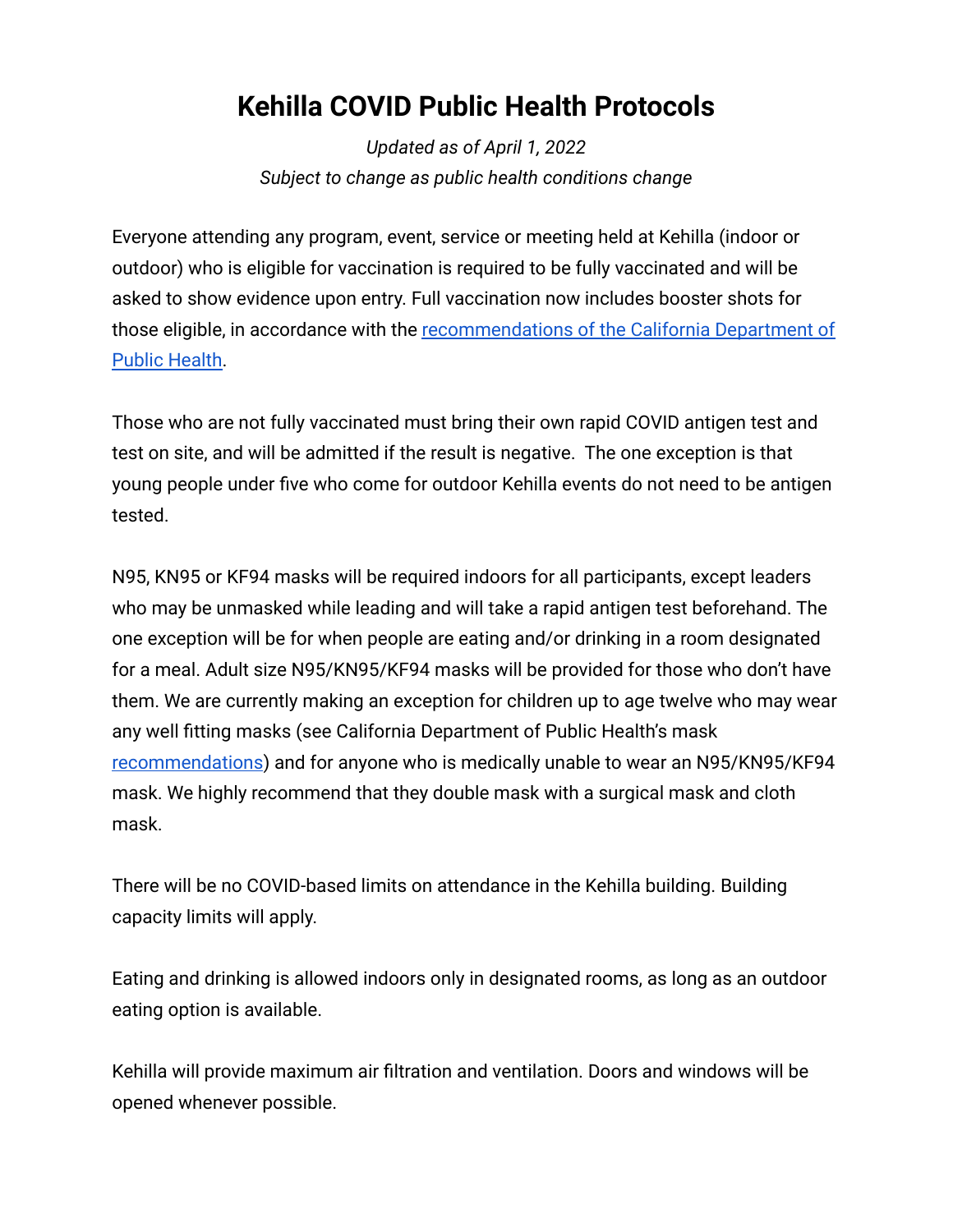# Kehilla COVID Public Health Protocols

*Updated as of April 1, 2022*
*Subject to change as public health conditions change*

Everyone attending any program, event, service or meeting held at Kehilla (indoor or outdoor) who is eligible for vaccination is required to be fully vaccinated and will be asked to show evidence upon entry. Full vaccination now includes booster shots for those eligible, in accordance with the recommendations of the California Department of Public Health.

Those who are not fully vaccinated must bring their own rapid COVID antigen test and test on site, and will be admitted if the result is negative. The one exception is that young people under five who come for outdoor Kehilla events do not need to be antigen tested.

N95, KN95 or KF94 masks will be required indoors for all participants, except leaders who may be unmasked while leading and will take a rapid antigen test beforehand. The one exception will be for when people are eating and/or drinking in a room designated for a meal. Adult size N95/KN95/KF94 masks will be provided for those who don't have them. We are currently making an exception for children up to age twelve who may wear any well fitting masks (see California Department of Public Health's mask recommendations) and for anyone who is medically unable to wear an N95/KN95/KF94 mask. We highly recommend that they double mask with a surgical mask and cloth mask.

There will be no COVID-based limits on attendance in the Kehilla building. Building capacity limits will apply.

Eating and drinking is allowed indoors only in designated rooms, as long as an outdoor eating option is available.

Kehilla will provide maximum air filtration and ventilation. Doors and windows will be opened whenever possible.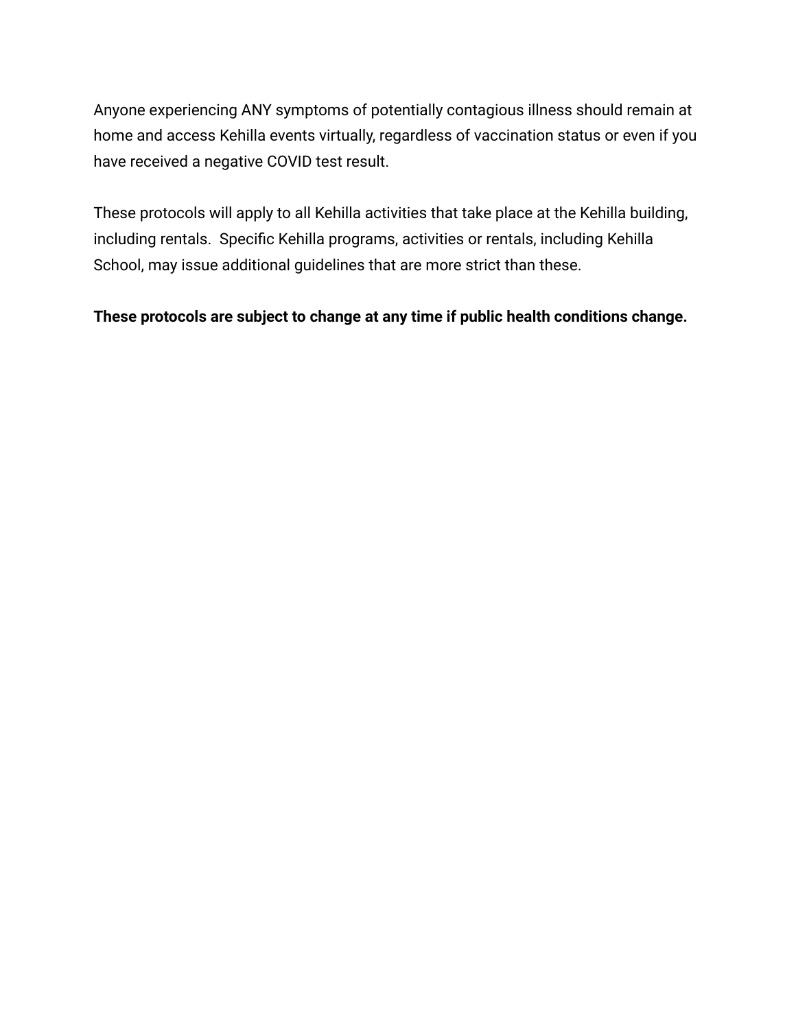Anyone experiencing ANY symptoms of potentially contagious illness should remain at home and access Kehilla events virtually, regardless of vaccination status or even if you have received a negative COVID test result.

These protocols will apply to all Kehilla activities that take place at the Kehilla building, including rentals. Specific Kehilla programs, activities or rentals, including Kehilla School, may issue additional guidelines that are more strict than these.

**These protocols are subject to change at any time if public health conditions change.**